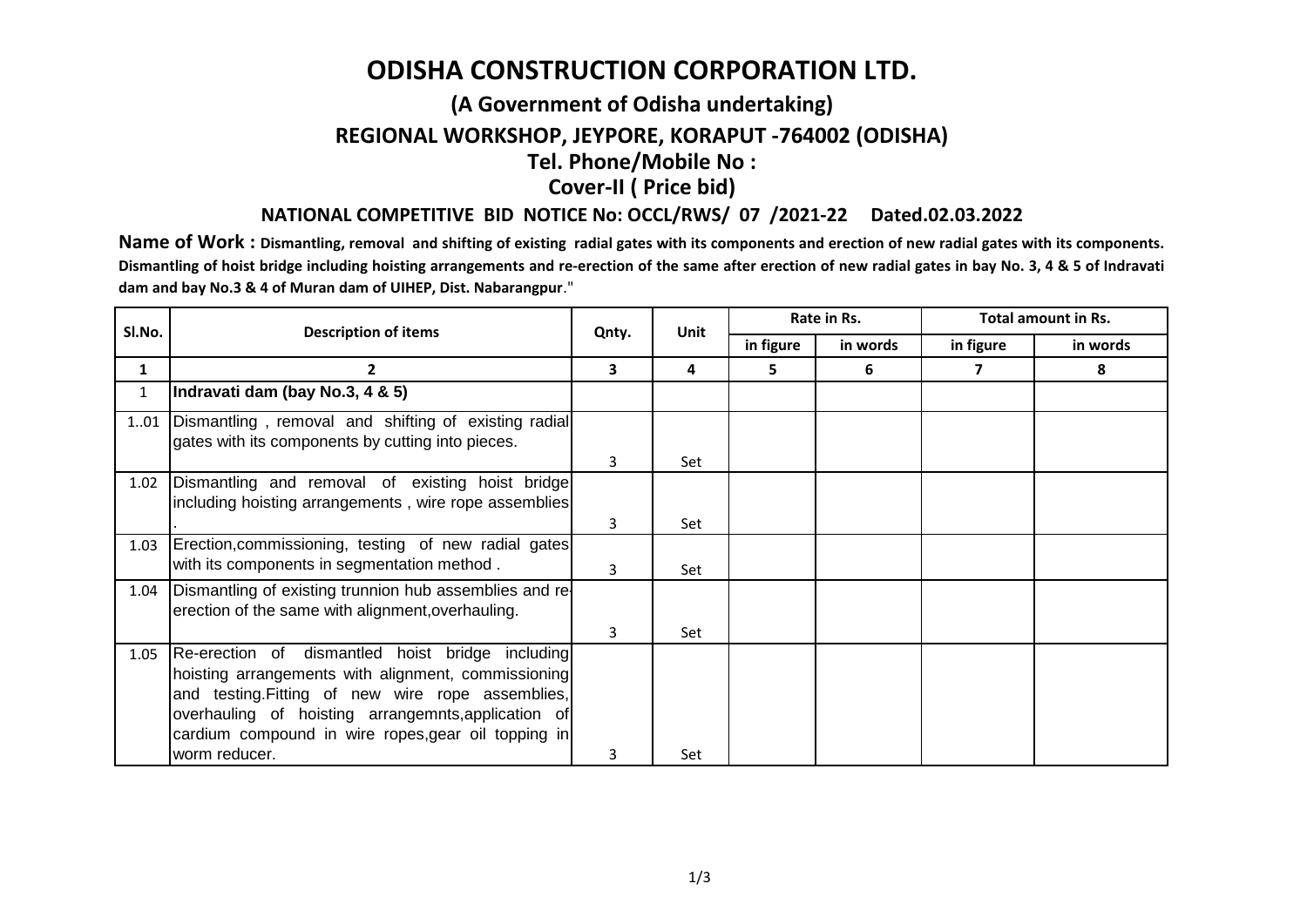# ODISHA CONSTRUCTION CORPORATION LTD.

## (A Government of Odisha undertaking)

## REGIONAL WORKSHOP, JEYPORE, KORAPUT -764002 (ODISHA)

## Tel. Phone/Mobile No :

## Cover-II ( Price bid)

### NATIONAL COMPETITIVE BID NOTICE No: OCCL/RWS/ 07 /2021-22 Dated.02.03.2022

**Name of Work : Dismantling, removal and shifting of existing radial gates with its components and erection of new radial gates with its components. Dismantling of hoist bridge including hoisting arrangements and re-erection of the same after erection of new radial gates in bay No. 3, 4 & 5 of Indravati dam and bay No.3 & 4 of Muran dam of UIHEP, Dist. Nabarangpur**."

| Sl.No. | Description of items | Qnty. | Unit | Rate in Rs. | | Total amount in Rs. | |
|---|---|---|---|---|---|---|---|
| | | | | in figure | in words | in figure | in words |
| 1 | 2 | 3 | 4 | 5 | 6 | 7 | 8 |
| 1 | **Indravati dam (bay No.3, 4 & 5)** | | | | | | |
| 1..01 | Dismantling , removal and shifting of existing radial gates with its components by cutting into pieces. | 3 | Set | | | | |
| 1.02 | Dismantling and removal of existing hoist bridge including hoisting arrangements , wire rope assemblies . | 3 | Set | | | | |
| 1.03 | Erection,commissioning, testing of new radial gates with its components in segmentation method . | 3 | Set | | | | |
| 1.04 | Dismantling of existing trunnion hub assemblies and re-erection of the same with alignment,overhauling. | 3 | Set | | | | |
| 1.05 | Re-erection of dismantled hoist bridge including hoisting arrangements with alignment, commissioning and testing.Fitting of new wire rope assemblies, overhauling of hoisting arrangemnts,application of cardium compound in wire ropes,gear oil topping in worm reducer. | 3 | Set | | | | |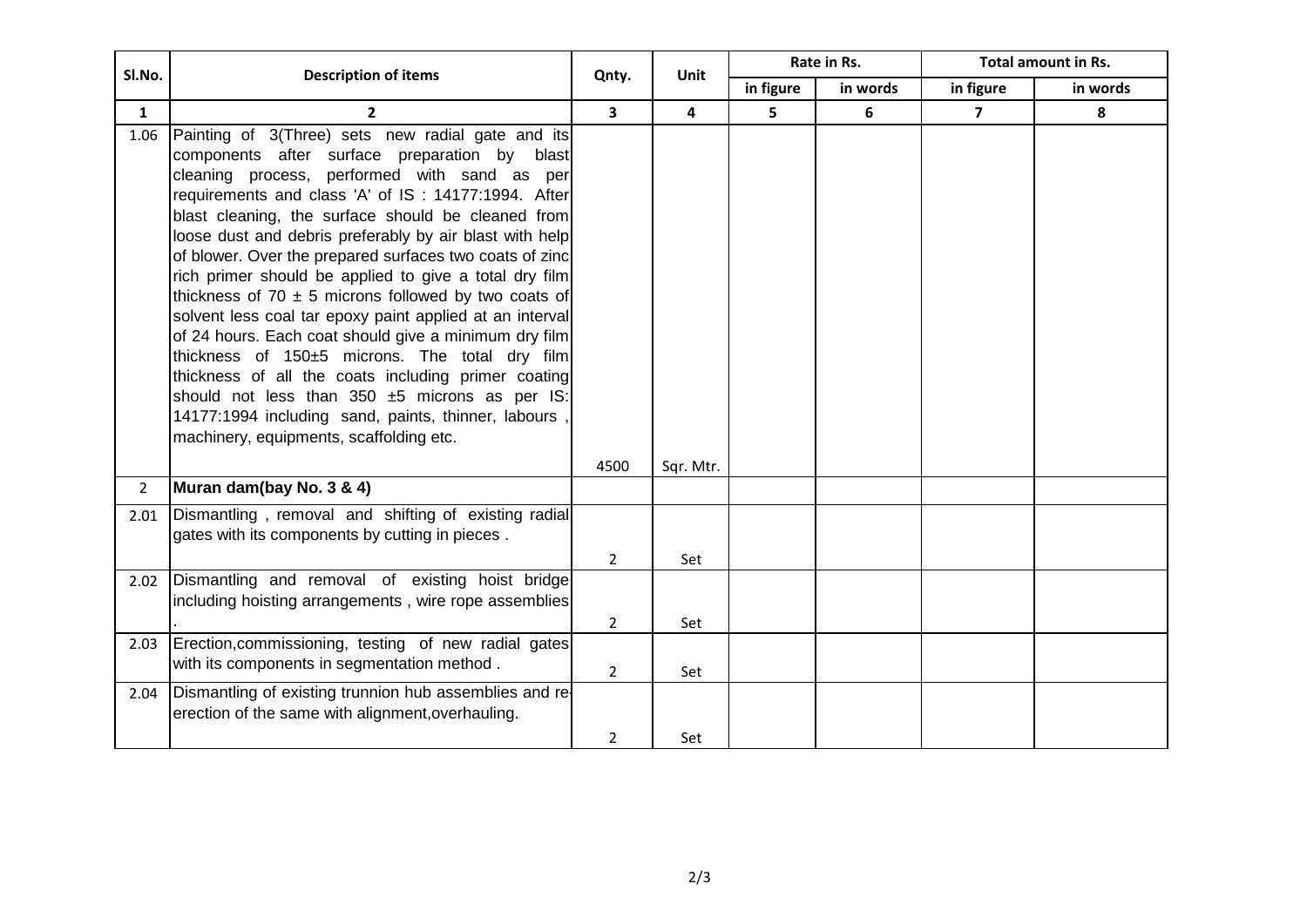| Sl.No. | Description of items | Qnty. | Unit | Rate in Rs. | | Total amount in Rs. | |
|---|---|---|---|---|---|---|---|
| | | | | in figure | in words | in figure | in words |
| 1 | 2 | 3 | 4 | 5 | 6 | 7 | 8 |
| 1.06 | Painting of 3(Three) sets new radial gate and its components after surface preparation by blast cleaning process, performed with sand as per requirements and class 'A' of IS : 14177:1994. After blast cleaning, the surface should be cleaned from loose dust and debris preferably by air blast with help of blower. Over the prepared surfaces two coats of zinc rich primer should be applied to give a total dry film thickness of 70 ± 5 microns followed by two coats of solvent less coal tar epoxy paint applied at an interval of 24 hours. Each coat should give a minimum dry film thickness of 150±5 microns. The total dry film thickness of all the coats including primer coating should not less than 350 ±5 microns as per IS: 14177:1994 including sand, paints, thinner, labours , machinery, equipments, scaffolding etc. | 4500 | Sqr. Mtr. | | | | |
| 2 | **Muran dam(bay No. 3 & 4)** | | | | | | |
| 2.01 | Dismantling , removal and shifting of existing radial gates with its components by cutting in pieces . | 2 | Set | | | | |
| 2.02 | Dismantling and removal of existing hoist bridge including hoisting arrangements , wire rope assemblies . | 2 | Set | | | | |
| 2.03 | Erection,commissioning, testing of new radial gates with its components in segmentation method . | 2 | Set | | | | |
| 2.04 | Dismantling of existing trunnion hub assemblies and re-erection of the same with alignment,overhauling. | 2 | Set | | | | |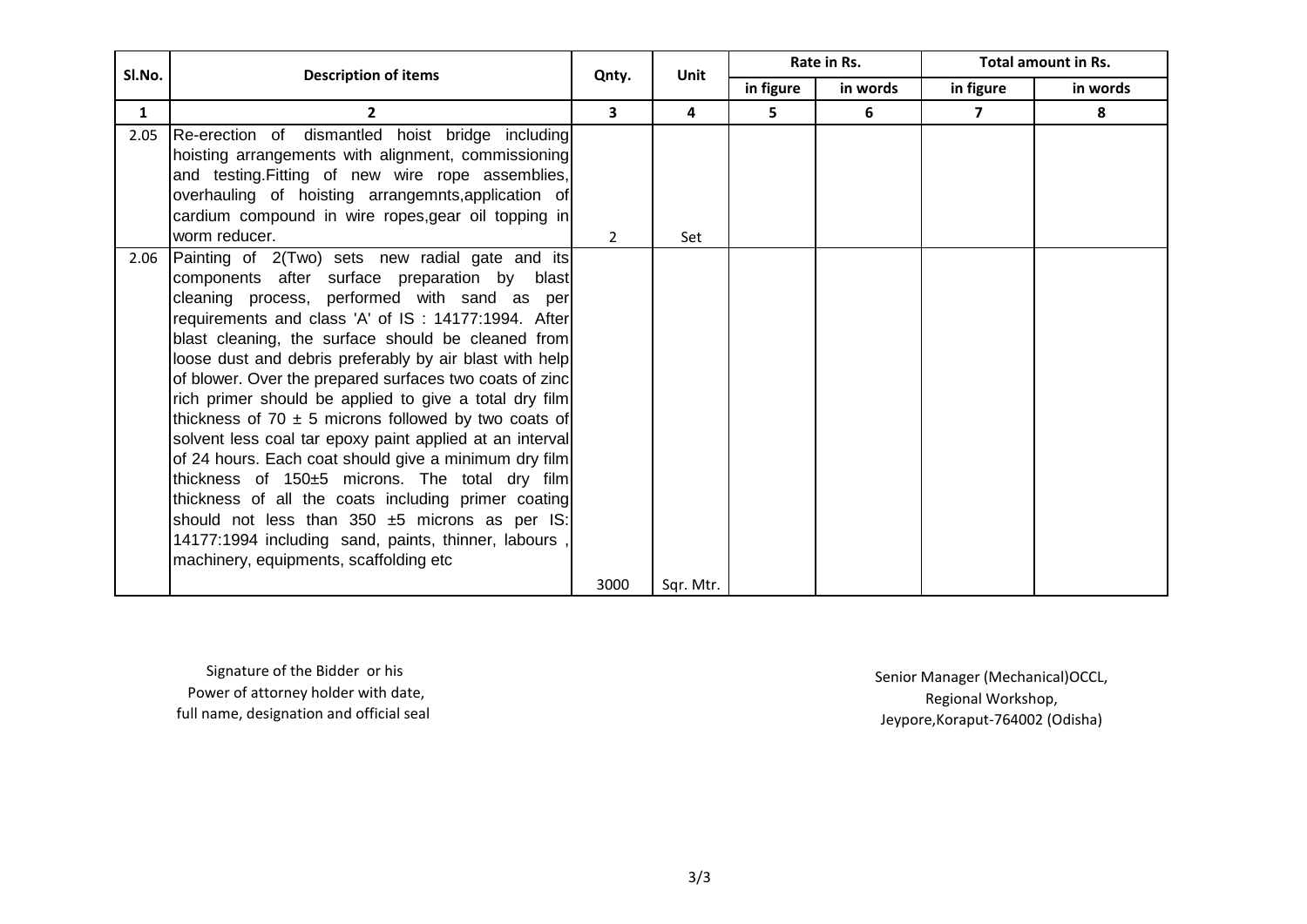| Sl.No. | Description of items | Qnty. | Unit | Rate in Rs. | | Total amount in Rs. | |
|---|---|---|---|---|---|---|---|
| | | | | in figure | in words | in figure | in words |
| 1 | 2 | 3 | 4 | 5 | 6 | 7 | 8 |
| 2.05 | Re-erection of dismantled hoist bridge including hoisting arrangements with alignment, commissioning and testing.Fitting of new wire rope assemblies, overhauling of hoisting arrangemnts,application of cardium compound in wire ropes,gear oil topping in worm reducer. | 2 | Set | | | | |
| 2.06 | Painting of 2(Two) sets new radial gate and its components after surface preparation by blast cleaning process, performed with sand as per requirements and class 'A' of IS : 14177:1994. After blast cleaning, the surface should be cleaned from loose dust and debris preferably by air blast with help of blower. Over the prepared surfaces two coats of zinc rich primer should be applied to give a total dry film thickness of 70 ± 5 microns followed by two coats of solvent less coal tar epoxy paint applied at an interval of 24 hours. Each coat should give a minimum dry film thickness of 150±5 microns. The total dry film thickness of all the coats including primer coating should not less than 350 ±5 microns as per IS: 14177:1994 including sand, paints, thinner, labours , machinery, equipments, scaffolding etc | 3000 | Sqr. Mtr. | | | | |

Signature of the Bidder or his
Power of attorney holder with date,
full name, designation and official seal

Senior Manager (Mechanical)OCCL,
Regional Workshop,
Jeypore,Koraput-764002 (Odisha)